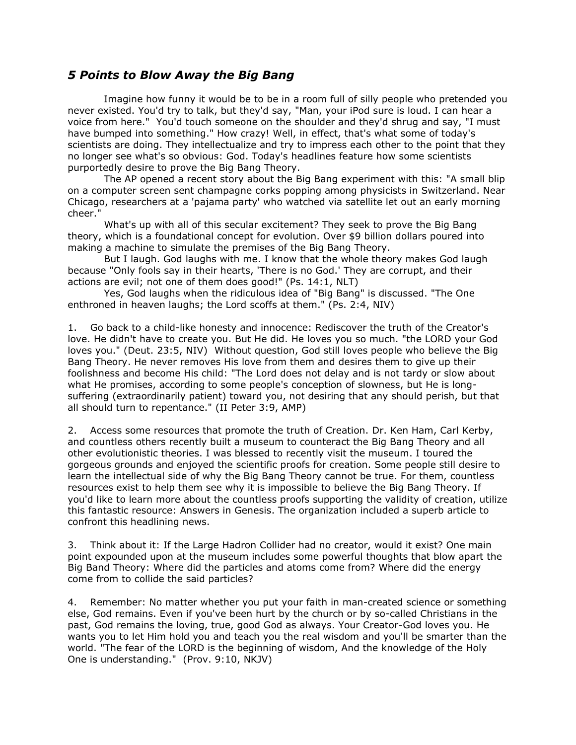## *5 Points to Blow Away the Big Bang*

Imagine how funny it would be to be in a room full of silly people who pretended you never existed. You'd try to talk, but they'd say, "Man, your iPod sure is loud. I can hear a voice from here." You'd touch someone on the shoulder and they'd shrug and say, "I must have bumped into something." How crazy! Well, in effect, that's what some of today's scientists are doing. They intellectualize and try to impress each other to the point that they no longer see what's so obvious: God. Today's headlines feature how some scientists purportedly desire to prove the Big Bang Theory.

The AP opened a recent story about the Big Bang experiment with this: "A small blip on a computer screen sent champagne corks popping among physicists in Switzerland. Near Chicago, researchers at a 'pajama party' who watched via satellite let out an early morning cheer."

What's up with all of this secular excitement? They seek to prove the Big Bang theory, which is a foundational concept for evolution. Over $9 billion dollars poured into making a machine to simulate the premises of the Big Bang Theory.

But I laugh. God laughs with me. I know that the whole theory makes God laugh because "Only fools say in their hearts, 'There is no God.' They are corrupt, and their actions are evil; not one of them does good!" (Ps. 14:1, NLT)

Yes, God laughs when the ridiculous idea of "Big Bang" is discussed. "The One enthroned in heaven laughs; the Lord scoffs at them." (Ps. 2:4, NIV)

1. Go back to a child-like honesty and innocence: Rediscover the truth of the Creator's love. He didn't have to create you. But He did. He loves you so much. "the LORD your God loves you." (Deut. 23:5, NIV) Without question, God still loves people who believe the Big Bang Theory. He never removes His love from them and desires them to give up their foolishness and become His child: "The Lord does not delay and is not tardy or slow about what He promises, according to some people's conception of slowness, but He is long-suffering (extraordinarily patient) toward you, not desiring that any should perish, but that all should turn to repentance." (II Peter 3:9, AMP)

2. Access some resources that promote the truth of Creation. Dr. Ken Ham, Carl Kerby, and countless others recently built a museum to counteract the Big Bang Theory and all other evolutionistic theories. I was blessed to recently visit the museum. I toured the gorgeous grounds and enjoyed the scientific proofs for creation. Some people still desire to learn the intellectual side of why the Big Bang Theory cannot be true. For them, countless resources exist to help them see why it is impossible to believe the Big Bang Theory. If you'd like to learn more about the countless proofs supporting the validity of creation, utilize this fantastic resource: Answers in Genesis. The organization included a superb article to confront this headlining news.

3. Think about it: If the Large Hadron Collider had no creator, would it exist? One main point expounded upon at the museum includes some powerful thoughts that blow apart the Big Band Theory: Where did the particles and atoms come from? Where did the energy come from to collide the said particles?

4. Remember: No matter whether you put your faith in man-created science or something else, God remains. Even if you've been hurt by the church or by so-called Christians in the past, God remains the loving, true, good God as always. Your Creator-God loves you. He wants you to let Him hold you and teach you the real wisdom and you'll be smarter than the world. "The fear of the LORD is the beginning of wisdom, And the knowledge of the Holy One is understanding." (Prov. 9:10, NKJV)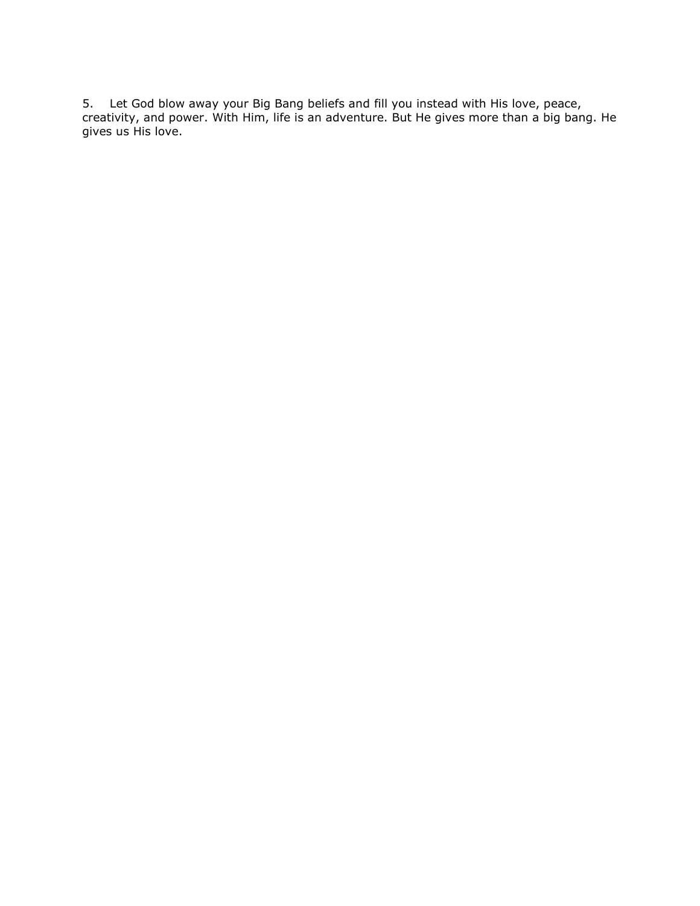5. Let God blow away your Big Bang beliefs and fill you instead with His love, peace, creativity, and power. With Him, life is an adventure. But He gives more than a big bang. He gives us His love.